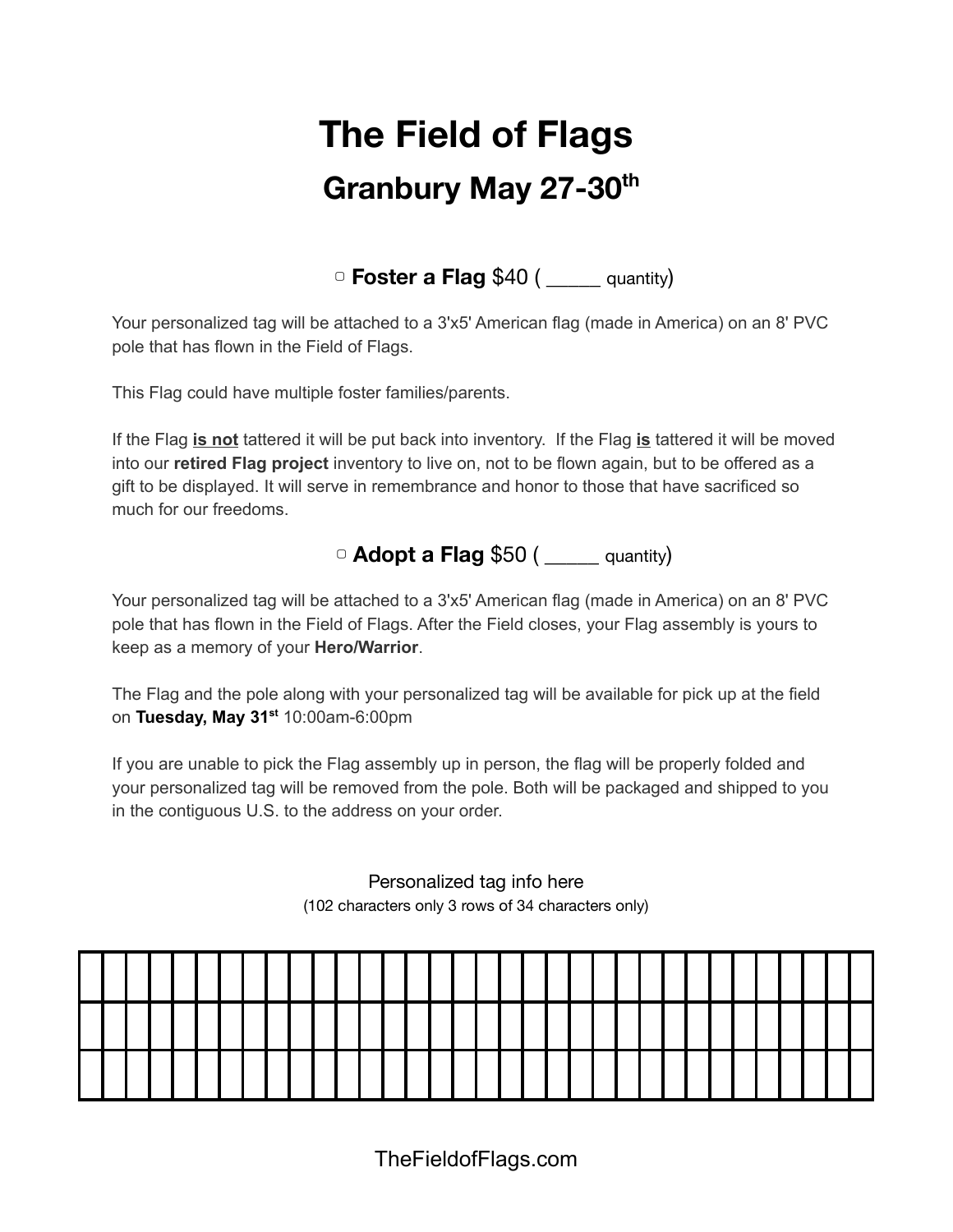# The Field of Flags

## Granbury May 27-30th

▢ **Foster a Flag** $40 ( _____ quantity)

Your personalized tag will be attached to a 3'x5' American flag (made in America) on an 8' PVC pole that has flown in the Field of Flags.

This Flag could have multiple foster families/parents.

If the Flag **is not** tattered it will be put back into inventory. If the Flag **is** tattered it will be moved into our **retired Flag project** inventory to live on, not to be flown again, but to be offered as a gift to be displayed. It will serve in remembrance and honor to those that have sacrificed so much for our freedoms.

▢ **Adopt a Flag** $50 ( _____ quantity)

Your personalized tag will be attached to a 3'x5' American flag (made in America) on an 8' PVC pole that has flown in the Field of Flags. After the Field closes, your Flag assembly is yours to keep as a memory of your **Hero/Warrior**.

The Flag and the pole along with your personalized tag will be available for pick up at the field on **Tuesday, May 31st** 10:00am-6:00pm

If you are unable to pick the Flag assembly up in person, the flag will be properly folded and your personalized tag will be removed from the pole. Both will be packaged and shipped to you in the contiguous U.S. to the address on your order.

Personalized tag info here

(102 characters only 3 rows of 34 characters only)

| | | | | | | | | | | | | | | | | | | | | | | | | | | | | | | | | | |
|---|---|---|---|---|---|---|---|---|---|---|---|---|---|---|---|---|---|---|---|---|---|---|---|---|---|---|---|---|---|---|---|---|---|
| | | | | | | | | | | | | | | | | | | | | | | | | | | | | | | | | | |
| | | | | | | | | | | | | | | | | | | | | | | | | | | | | | | | | | |

TheFieldofFlags.com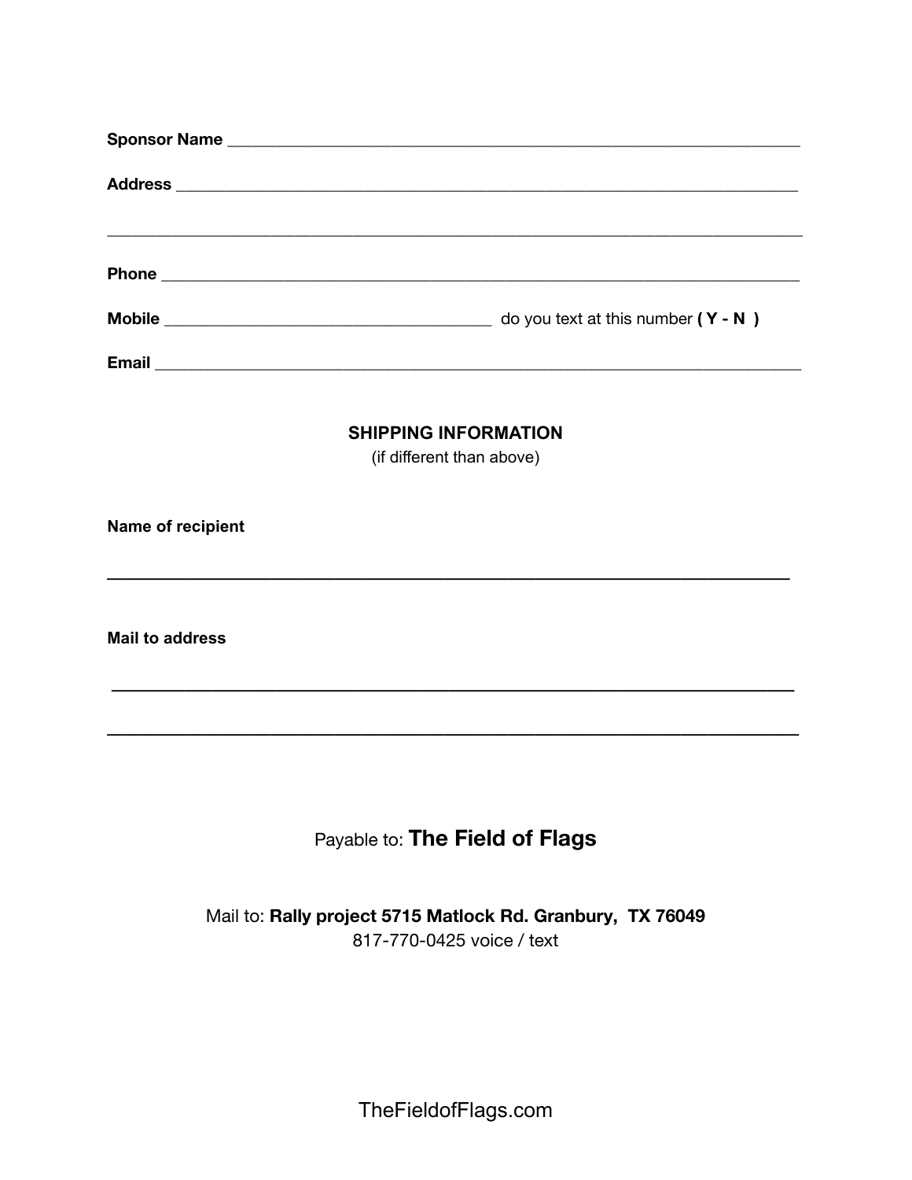**Sponsor Name** ____________________________________________________________________

**Address** _________________________________________________________________________

_____________________________________________________________________________________

**Phone** ___________________________________________________________________________

**Mobile** ______________________________________ do you text at this number **( Y - N )**

**Email** ___________________________________________________________________________

**SHIPPING INFORMATION**

(if different than above)

**Name of recipient**

_____________________________________________________________________________________

**Mail to address**

_____________________________________________________________________________________

_____________________________________________________________________________________

Payable to: **The Field of Flags**

Mail to: **Rally project 5715 Matlock Rd. Granbury, TX 76049**

817-770-0425 voice / text

TheFieldofFlags.com